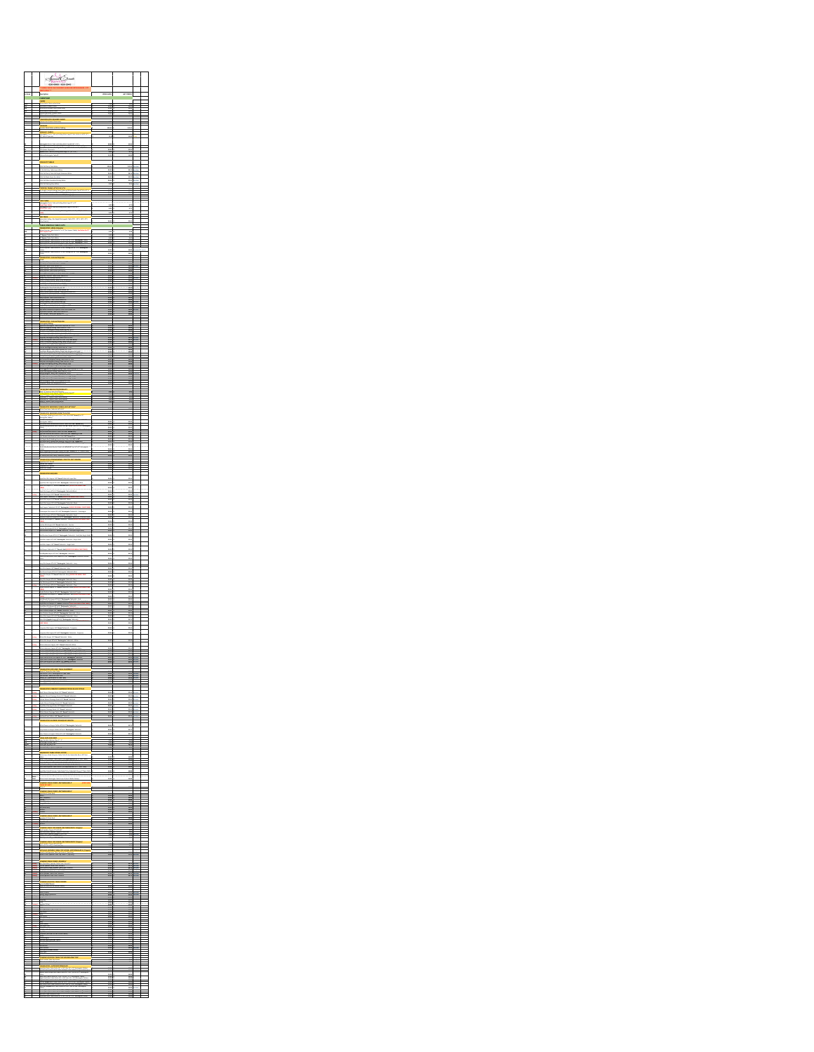|                                           |                                                                                                                        | $\begin{array}{c}\n\sqrt{\text{waisi}\bigcirc} \\ \text{Area of 0.0000}\n\end{array}$ |                                                                                  |                        |      |  |
|-------------------------------------------|------------------------------------------------------------------------------------------------------------------------|---------------------------------------------------------------------------------------|----------------------------------------------------------------------------------|------------------------|------|--|
|                                           |                                                                                                                        |                                                                                       |                                                                                  |                        |      |  |
|                                           |                                                                                                                        | ĺ                                                                                     |                                                                                  |                        |      |  |
|                                           |                                                                                                                        |                                                                                       |                                                                                  |                        |      |  |
|                                           |                                                                                                                        |                                                                                       |                                                                                  | Ì                      |      |  |
|                                           |                                                                                                                        |                                                                                       | ŗ<br>£                                                                           | ē                      |      |  |
|                                           |                                                                                                                        |                                                                                       |                                                                                  |                        |      |  |
|                                           |                                                                                                                        |                                                                                       |                                                                                  | î                      |      |  |
|                                           |                                                                                                                        |                                                                                       | ü<br>$\overline{a}$                                                              | ×<br>ī                 |      |  |
|                                           |                                                                                                                        | Ì                                                                                     |                                                                                  |                        |      |  |
|                                           |                                                                                                                        |                                                                                       | ī                                                                                | Ξ                      |      |  |
|                                           |                                                                                                                        |                                                                                       | ē<br><u></u><br>s                                                                | ē<br>┄                 |      |  |
|                                           |                                                                                                                        |                                                                                       |                                                                                  | í<br>i                 |      |  |
|                                           |                                                                                                                        |                                                                                       |                                                                                  |                        |      |  |
|                                           |                                                                                                                        |                                                                                       | u<br>ú.                                                                          | é<br>ä                 |      |  |
|                                           |                                                                                                                        | ļ                                                                                     |                                                                                  |                        |      |  |
|                                           |                                                                                                                        |                                                                                       |                                                                                  |                        |      |  |
|                                           |                                                                                                                        | ÿ                                                                                     | Ē<br>l                                                                           | i<br>į                 |      |  |
| ׇ֚֚֬                                      |                                                                                                                        |                                                                                       |                                                                                  |                        | ׇ֚֬֕ |  |
|                                           |                                                                                                                        |                                                                                       |                                                                                  |                        |      |  |
|                                           |                                                                                                                        |                                                                                       | 医结核结核结核结核结核 非非法法法律 11                                                            | 11 网络网络阿拉伯阿拉伯阿拉伯阿拉伯阿拉伯 |      |  |
|                                           |                                                                                                                        | =<br>=<br>=<br>=                                                                      |                                                                                  |                        |      |  |
|                                           |                                                                                                                        |                                                                                       |                                                                                  |                        |      |  |
|                                           |                                                                                                                        |                                                                                       |                                                                                  |                        |      |  |
|                                           |                                                                                                                        |                                                                                       |                                                                                  |                        |      |  |
|                                           |                                                                                                                        |                                                                                       |                                                                                  |                        |      |  |
|                                           |                                                                                                                        |                                                                                       | <b>especification of the control</b>                                             |                        |      |  |
| $\blacksquare$                            | ֖ׅׅ֧֖֖֧֧ׅ֖֖֖֧֧ׅׅ֖֧֖ׅׅ֪ׅׅ֪ׅ֪ׅׅׅ֚֚֚֚֚֚֚֚֡֡֡֡֟֓֡֡֡֬֓֡֡֡֬֓֡֬֓֬֝֝֓֝֓֬֝֓֝֓֬֓֬֬֝֓֞֬֓֞֬֓֞֬֝֓֞֬֝֬֝֬֝֬֝֬֝֬֝֬֝֬֝֬֝֬֝֬֝֬֝֬֝֝֝֬֝֬֝֬ | $\overline{1}$                                                                        |                                                                                  | $\frac{1}{2}$          |      |  |
|                                           |                                                                                                                        |                                                                                       | $\frac{1}{2}$                                                                    |                        |      |  |
|                                           |                                                                                                                        |                                                                                       |                                                                                  |                        |      |  |
|                                           |                                                                                                                        |                                                                                       |                                                                                  |                        |      |  |
|                                           |                                                                                                                        |                                                                                       |                                                                                  |                        |      |  |
|                                           |                                                                                                                        |                                                                                       |                                                                                  | f                      |      |  |
|                                           |                                                                                                                        |                                                                                       | į                                                                                |                        |      |  |
|                                           |                                                                                                                        |                                                                                       |                                                                                  | <b>Company</b>         |      |  |
|                                           | 1                                                                                                                      |                                                                                       | p                                                                                |                        |      |  |
|                                           |                                                                                                                        |                                                                                       |                                                                                  |                        |      |  |
|                                           |                                                                                                                        |                                                                                       | Ä                                                                                | ű                      |      |  |
|                                           |                                                                                                                        |                                                                                       |                                                                                  |                        |      |  |
|                                           |                                                                                                                        |                                                                                       | ž                                                                                | į                      |      |  |
|                                           |                                                                                                                        |                                                                                       |                                                                                  |                        |      |  |
|                                           |                                                                                                                        |                                                                                       |                                                                                  |                        |      |  |
|                                           |                                                                                                                        |                                                                                       |                                                                                  |                        |      |  |
|                                           |                                                                                                                        |                                                                                       |                                                                                  | ł                      |      |  |
|                                           |                                                                                                                        |                                                                                       | ₩                                                                                | í                      |      |  |
|                                           |                                                                                                                        |                                                                                       |                                                                                  |                        |      |  |
|                                           |                                                                                                                        |                                                                                       |                                                                                  | ž                      |      |  |
|                                           |                                                                                                                        |                                                                                       |                                                                                  | H                      |      |  |
|                                           |                                                                                                                        |                                                                                       |                                                                                  |                        |      |  |
|                                           |                                                                                                                        |                                                                                       |                                                                                  |                        |      |  |
|                                           |                                                                                                                        |                                                                                       |                                                                                  | í                      |      |  |
|                                           |                                                                                                                        |                                                                                       |                                                                                  |                        |      |  |
|                                           |                                                                                                                        |                                                                                       |                                                                                  |                        |      |  |
|                                           |                                                                                                                        |                                                                                       |                                                                                  | í                      |      |  |
|                                           |                                                                                                                        |                                                                                       |                                                                                  |                        |      |  |
|                                           |                                                                                                                        |                                                                                       | Ë<br>ÿ.                                                                          | E                      |      |  |
|                                           |                                                                                                                        |                                                                                       |                                                                                  | Ë                      |      |  |
|                                           |                                                                                                                        |                                                                                       | é                                                                                | ä<br>ï                 |      |  |
|                                           |                                                                                                                        |                                                                                       |                                                                                  |                        |      |  |
|                                           |                                                                                                                        |                                                                                       |                                                                                  |                        |      |  |
|                                           |                                                                                                                        |                                                                                       |                                                                                  |                        |      |  |
|                                           |                                                                                                                        |                                                                                       |                                                                                  |                        |      |  |
|                                           |                                                                                                                        |                                                                                       | q<br>ĺ                                                                           |                        |      |  |
|                                           |                                                                                                                        |                                                                                       |                                                                                  | i i se                 |      |  |
|                                           |                                                                                                                        |                                                                                       | ŗ                                                                                |                        |      |  |
|                                           |                                                                                                                        |                                                                                       |                                                                                  |                        |      |  |
|                                           |                                                                                                                        |                                                                                       | ÷                                                                                | i<br>÷                 |      |  |
|                                           |                                                                                                                        |                                                                                       | ſ<br>                                                                            | u                      |      |  |
|                                           |                                                                                                                        |                                                                                       | $\equiv$                                                                         | u.                     |      |  |
|                                           | ֖֧֧֧֧֧֧֧֧֧֧ׅ֧֧֧֧ׅ֧֧֧֧֧ׅ֧֧֧֧֧֧֚֚֚֚֚֚֚֚֚֚֚֚֚֚֚֚֚֚֚֚֚֚֚֚֚֚֚֚֡֬֓֓֕֡֡֡֡֡֡֡֡֡֡֓֓֓֓֓֓֓֓֩֓֓֡֡֝֬֝֬֝֬֝֬֝֬                        |                                                                                       |                                                                                  |                        |      |  |
| ֖֖֖֖֖֚֚֚֚֚֚֬֝֓֬֝֓֬֝֓֬֝֓֬֝֬֝֓֬֝֓֬֝֓֬֝֓֬֝֓֬ |                                                                                                                        |                                                                                       | ij                                                                               | Ĩ                      |      |  |
|                                           |                                                                                                                        |                                                                                       | Į<br>į<br>i                                                                      | l                      |      |  |
|                                           |                                                                                                                        |                                                                                       | H.                                                                               | ä                      |      |  |
|                                           |                                                                                                                        |                                                                                       | a,                                                                               | ú,                     |      |  |
|                                           | l                                                                                                                      |                                                                                       | ť                                                                                |                        |      |  |
|                                           |                                                                                                                        |                                                                                       | <b>The Second Second</b><br><b><i><u><u>ALLES CONTRACTORS (2001)</u></u></i></b> | 医皮肤性                   |      |  |
|                                           |                                                                                                                        |                                                                                       |                                                                                  |                        |      |  |
|                                           | Ì                                                                                                                      |                                                                                       | l                                                                                |                        |      |  |
|                                           |                                                                                                                        |                                                                                       | 株数  建設                                                                           | 韓国   韓国                |      |  |
|                                           |                                                                                                                        |                                                                                       |                                                                                  |                        |      |  |
|                                           |                                                                                                                        |                                                                                       | l<br>ś                                                                           |                        |      |  |
|                                           |                                                                                                                        |                                                                                       | ŧ                                                                                | B                      |      |  |
| ֖֚֚֬֕                                     | $\overline{1}$                                                                                                         |                                                                                       | PROGRAMATION PRESIDENT CONTRACTOR                                                | <b>Concession</b>      | :    |  |
|                                           |                                                                                                                        |                                                                                       | I                                                                                |                        |      |  |
|                                           | ł                                                                                                                      |                                                                                       |                                                                                  |                        |      |  |
|                                           |                                                                                                                        |                                                                                       | İ                                                                                |                        |      |  |
|                                           |                                                                                                                        |                                                                                       |                                                                                  |                        |      |  |
|                                           |                                                                                                                        |                                                                                       |                                                                                  |                        |      |  |
|                                           |                                                                                                                        |                                                                                       |                                                                                  |                        |      |  |
|                                           |                                                                                                                        |                                                                                       | Ë                                                                                |                        |      |  |
|                                           |                                                                                                                        |                                                                                       | l<br>į                                                                           | i                      |      |  |
|                                           |                                                                                                                        |                                                                                       | ŀ<br>֠                                                                           | ֖֚֬֕֕                  |      |  |
|                                           |                                                                                                                        |                                                                                       | ľ<br>f                                                                           | ē<br>f                 |      |  |
|                                           |                                                                                                                        |                                                                                       |                                                                                  |                        |      |  |
|                                           |                                                                                                                        |                                                                                       | i<br>ĺ                                                                           | <b>Butter</b>          |      |  |
|                                           |                                                                                                                        |                                                                                       | $\frac{1}{2}$<br>ţ                                                               | į                      |      |  |
|                                           |                                                                                                                        |                                                                                       |                                                                                  |                        |      |  |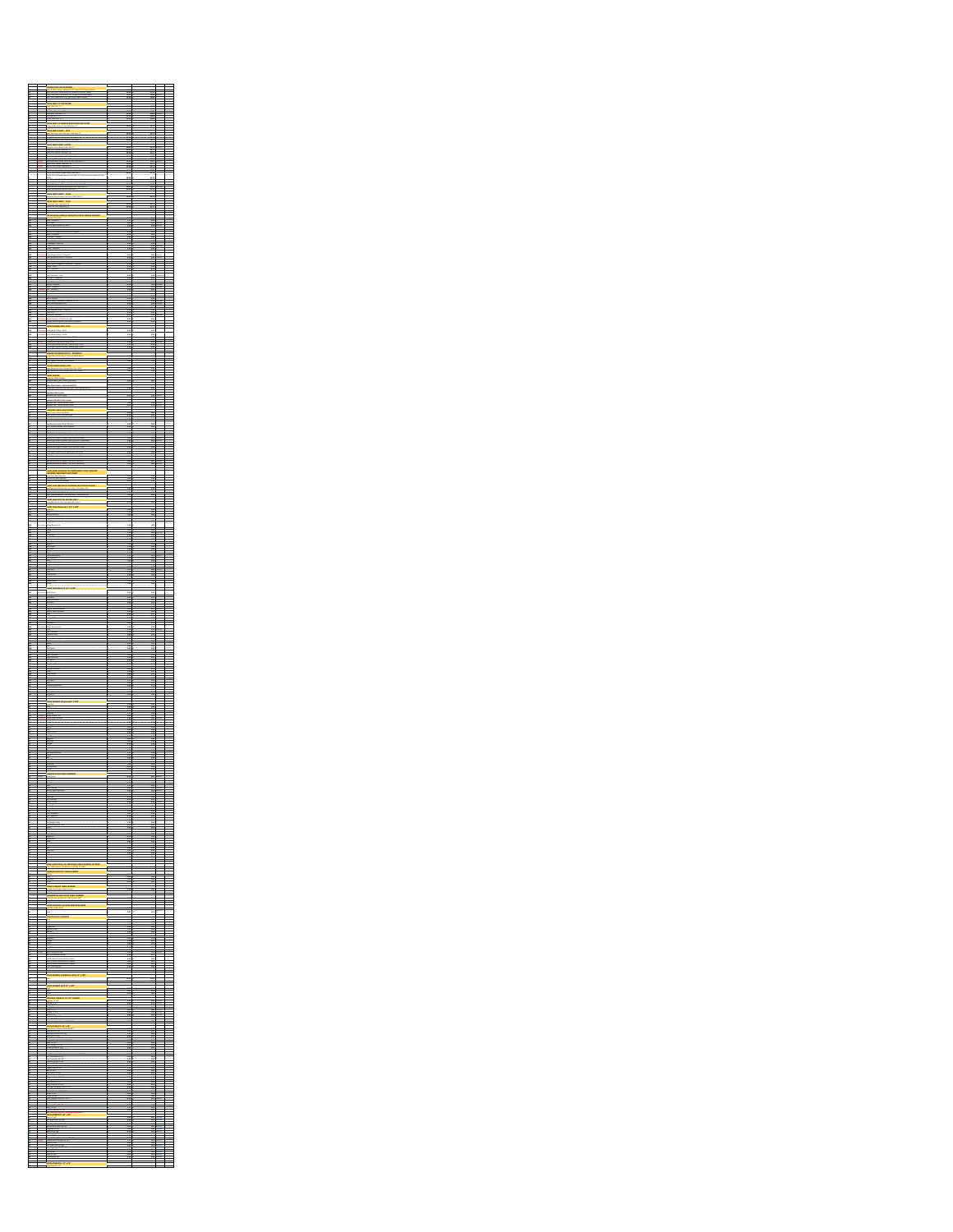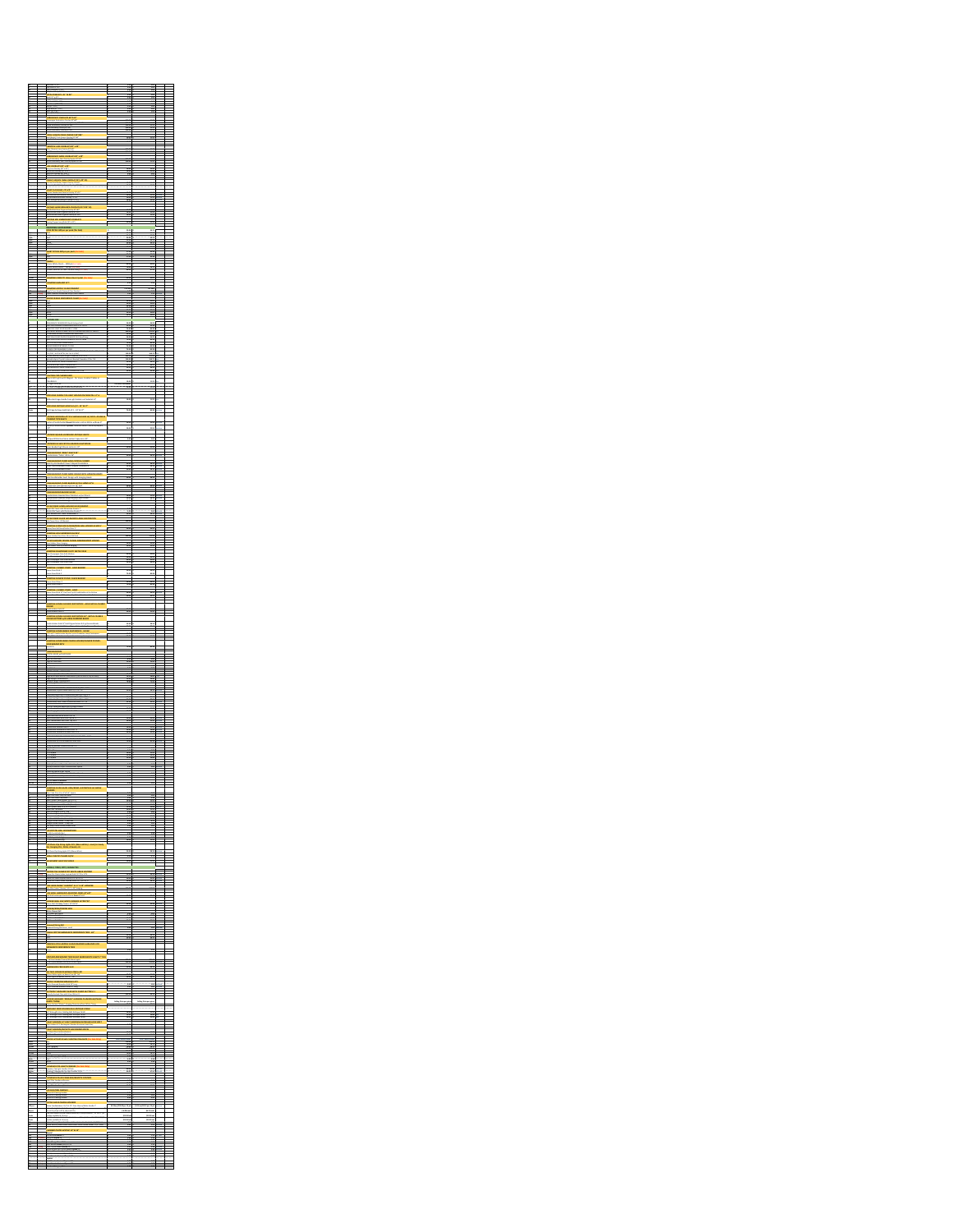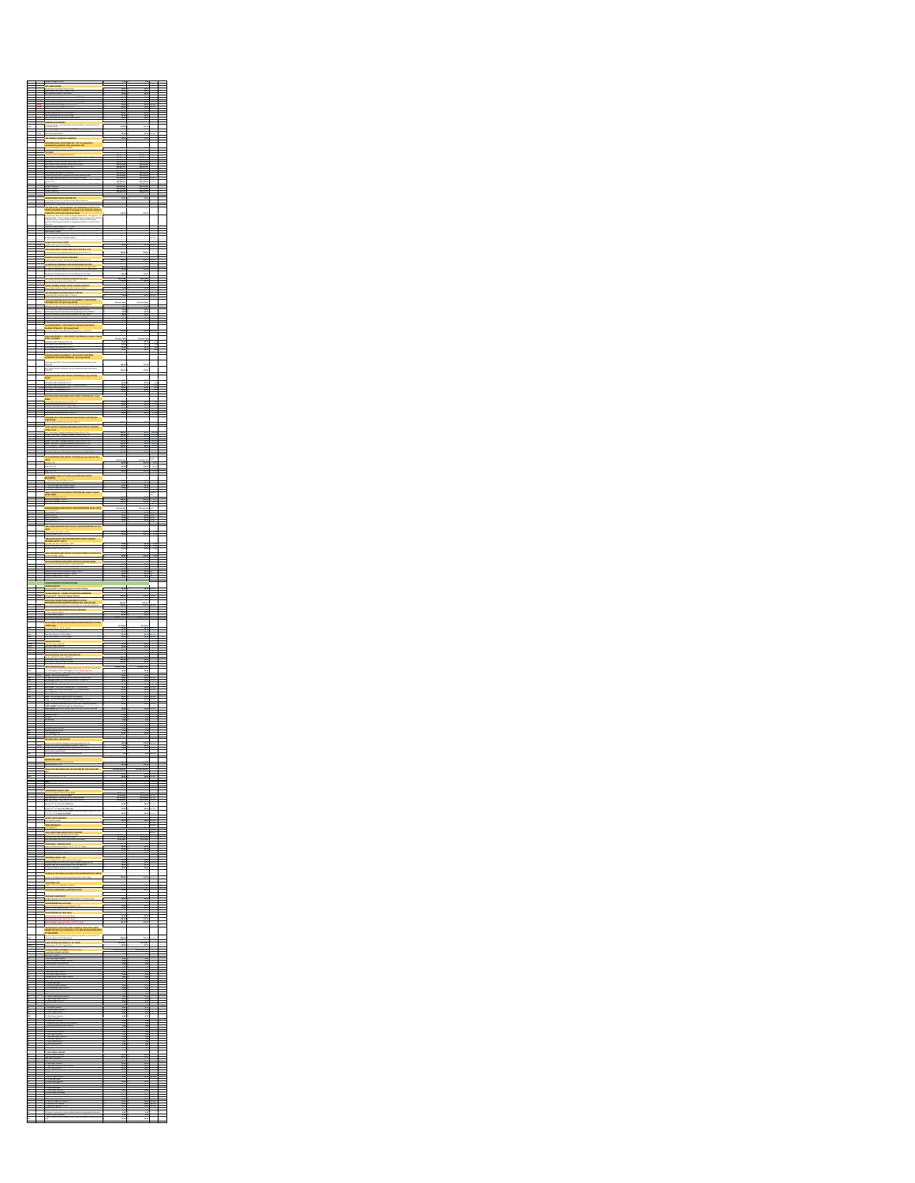